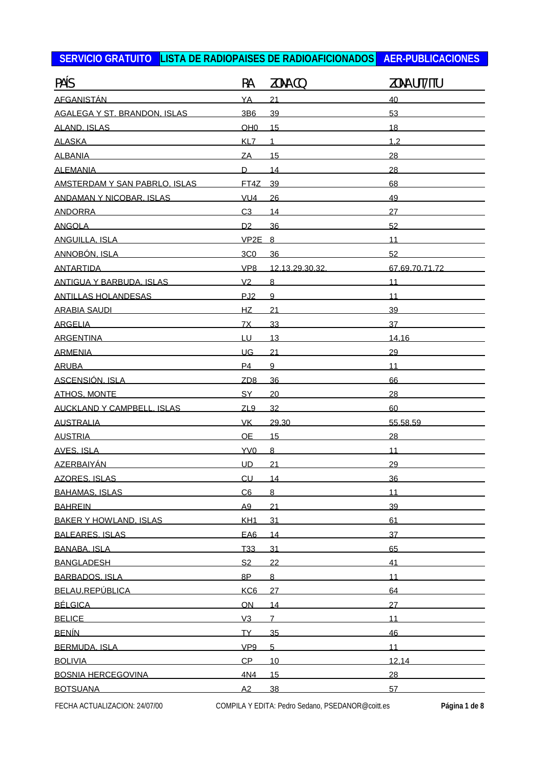**SERVICIO GRATUITO** **LISTA DE RADIOPAISES DE RADIOAFICIONADOS** **AER-PUBLICACIONES**

| PAÍS | RA | ZONA CQ | ZONA UIT/ITU |
|---|---|---|---|
| AFGANISTÁN | YA | 21 | 40 |
| AGALEGA Y ST. BRANDON, ISLAS | 3B6 | 39 | 53 |
| ALAND, ISLAS | OH0 | 15 | 18 |
| ALASKA | KL7 | 1 | 1,2 |
| ALBANIA | ZA | 15 | 28 |
| ALEMANIA | D | 14 | 28 |
| AMSTERDAM Y SAN PABRLO, ISLAS | FT4Z | 39 | 68 |
| ANDAMAN Y NICOBAR, ISLAS | VU4 | 26 | 49 |
| ANDORRA | C3 | 14 | 27 |
| ANGOLA | D2 | 36 | 52 |
| ANGUILLA, ISLA | VP2E | 8 | 11 |
| ANNOBÓN, ISLA | 3C0 | 36 | 52 |
| ANTARTIDA | VP8 | 12,13,29,30,32, | 67,69,70,71,72 |
| ANTIGUA Y BARBUDA, ISLAS | V2 | 8 | 11 |
| ANTILLAS HOLANDESAS | PJ2 | 9 | 11 |
| ARABIA SAUDI | HZ | 21 | 39 |
| ARGELIA | 7X | 33 | 37 |
| ARGENTINA | LU | 13 | 14,16 |
| ARMENIA | UG | 21 | 29 |
| ARUBA | P4 | 9 | 11 |
| ASCENSIÓN, ISLA | ZD8 | 36 | 66 |
| ATHOS, MONTE | SY | 20 | 28 |
| AUCKLAND Y CAMPBELL, ISLAS | ZL9 | 32 | 60 |
| AUSTRALIA | VK | 29,30 | 55,58,59 |
| AUSTRIA | OE | 15 | 28 |
| AVES, ISLA | YV0 | 8 | 11 |
| AZERBAIYÁN | UD | 21 | 29 |
| AZORES, ISLAS | CU | 14 | 36 |
| BAHAMAS, ISLAS | C6 | 8 | 11 |
| BAHREIN | A9 | 21 | 39 |
| BAKER Y HOWLAND, ISLAS | KH1 | 31 | 61 |
| BALEARES, ISLAS | EA6 | 14 | 37 |
| BANABA, ISLA | T33 | 31 | 65 |
| BANGLADESH | S2 | 22 | 41 |
| BARBADOS, ISLA | 8P | 8 | 11 |
| BELAU,REPÚBLICA | KC6 | 27 | 64 |
| BÉLGICA | ON | 14 | 27 |
| BELICE | V3 | 7 | 11 |
| BENÍN | TY | 35 | 46 |
| BERMUDA, ISLA | VP9 | 5 | 11 |
| BOLIVIA | CP | 10 | 12,14 |
| BOSNIA HERCEGOVINA | 4N4 | 15 | 28 |
| BOTSUANA | A2 | 38 | 57 |

FECHA ACTUALIZACION: 24/07/00 COMPILA Y EDITA: Pedro Sedano, PSEDANOR@coitt.es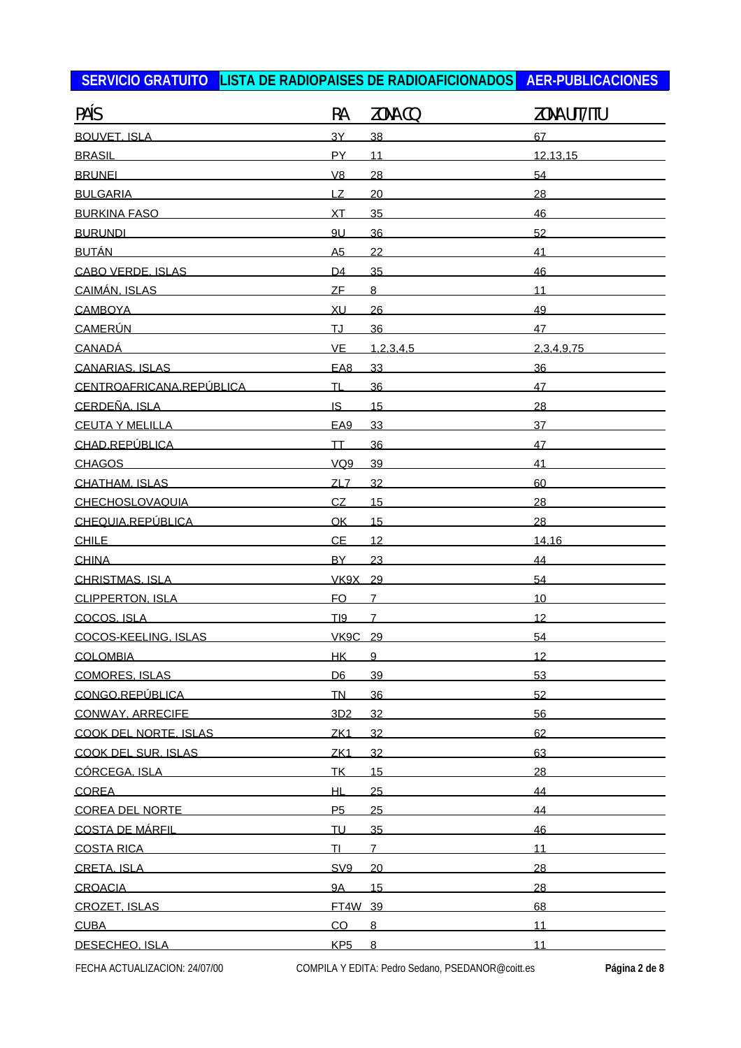**SERVICIO GRATUITO** **LISTA DE RADIOPAISES DE RADIOAFICIONADOS** **AER-PUBLICACIONES**

| PAÍS | RA | ZONA CQ | ZONA UIT/ITU |
|---|---|---|---|
| BOUVET, ISLA | 3Y | 38 | 67 |
| BRASIL | PY | 11 | 12,13,15 |
| BRUNEI | V8 | 28 | 54 |
| BULGARIA | LZ | 20 | 28 |
| BURKINA FASO | XT | 35 | 46 |
| BURUNDI | 9U | 36 | 52 |
| BUTÁN | A5 | 22 | 41 |
| CABO VERDE, ISLAS | D4 | 35 | 46 |
| CAIMÁN, ISLAS | ZF | 8 | 11 |
| CAMBOYA | XU | 26 | 49 |
| CAMERÚN | TJ | 36 | 47 |
| CANADÁ | VE | 1,2,3,4,5 | 2,3,4,9,75 |
| CANARIAS, ISLAS | EA8 | 33 | 36 |
| CENTROAFRICANA,REPÚBLICA | TL | 36 | 47 |
| CERDEÑA, ISLA | IS | 15 | 28 |
| CEUTA Y MELILLA | EA9 | 33 | 37 |
| CHAD,REPÚBLICA | TT | 36 | 47 |
| CHAGOS | VQ9 | 39 | 41 |
| CHATHAM, ISLAS | ZL7 | 32 | 60 |
| CHECHOSLOVAQUIA | CZ | 15 | 28 |
| CHEQUIA,REPÚBLICA | OK | 15 | 28 |
| CHILE | CE | 12 | 14,16 |
| CHINA | BY | 23 | 44 |
| CHRISTMAS, ISLA | VK9X | 29 | 54 |
| CLIPPERTON, ISLA | FO | 7 | 10 |
| COCOS, ISLA | TI9 | 7 | 12 |
| COCOS-KEELING, ISLAS | VK9C | 29 | 54 |
| COLOMBIA | HK | 9 | 12 |
| COMORES, ISLAS | D6 | 39 | 53 |
| CONGO,REPÚBLICA | TN | 36 | 52 |
| CONWAY, ARRECIFE | 3D2 | 32 | 56 |
| COOK DEL NORTE, ISLAS | ZK1 | 32 | 62 |
| COOK DEL SUR, ISLAS | ZK1 | 32 | 63 |
| CÓRCEGA, ISLA | TK | 15 | 28 |
| COREA | HL | 25 | 44 |
| COREA DEL NORTE | P5 | 25 | 44 |
| COSTA DE MÁRFIL | TU | 35 | 46 |
| COSTA RICA | TI | 7 | 11 |
| CRETA, ISLA | SV9 | 20 | 28 |
| CROACIA | 9A | 15 | 28 |
| CROZET, ISLAS | FT4W | 39 | 68 |
| CUBA | CO | 8 | 11 |
| DESECHEO, ISLA | KP5 | 8 | 11 |

FECHA ACTUALIZACION: 24/07/00 COMPILA Y EDITA: Pedro Sedano, PSEDANOR@coitt.es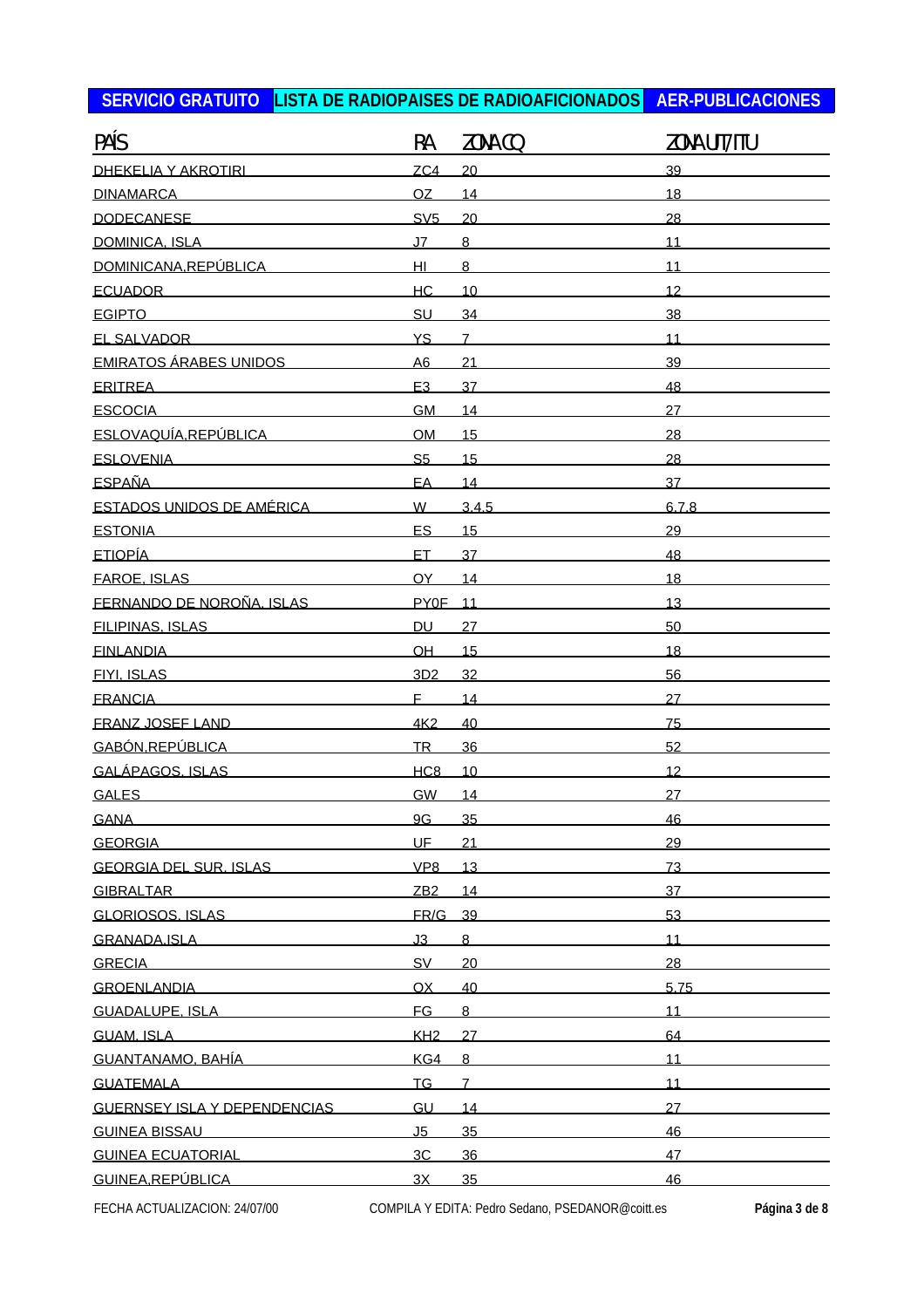**SERVICIO GRATUITO** | **LISTA DE RADIOPAISES DE RADIOAFICIONADOS** | **AER-PUBLICACIONES**

| PAÍS | RA | ZONA CQ | ZONA UIT/ITU |
|---|---|---|---|
| DHEKELIA Y AKROTIRI | ZC4 | 20 | 39 |
| DINAMARCA | OZ | 14 | 18 |
| DODECANESE | SV5 | 20 | 28 |
| DOMINICA, ISLA | J7 | 8 | 11 |
| DOMINICANA,REPÚBLICA | HI | 8 | 11 |
| ECUADOR | HC | 10 | 12 |
| EGIPTO | SU | 34 | 38 |
| EL SALVADOR | YS | 7 | 11 |
| EMIRATOS ÁRABES UNIDOS | A6 | 21 | 39 |
| ERITREA | E3 | 37 | 48 |
| ESCOCIA | GM | 14 | 27 |
| ESLOVAQUÍA,REPÚBLICA | OM | 15 | 28 |
| ESLOVENIA | S5 | 15 | 28 |
| ESPAÑA | EA | 14 | 37 |
| ESTADOS UNIDOS DE AMÉRICA | W | 3,4,5 | 6,7,8 |
| ESTONIA | ES | 15 | 29 |
| ETIOPÍA | ET | 37 | 48 |
| FAROE, ISLAS | OY | 14 | 18 |
| FERNANDO DE NOROÑA, ISLAS | PY0F | 11 | 13 |
| FILIPINAS, ISLAS | DU | 27 | 50 |
| FINLANDIA | OH | 15 | 18 |
| FIYI, ISLAS | 3D2 | 32 | 56 |
| FRANCIA | F | 14 | 27 |
| FRANZ JOSEF LAND | 4K2 | 40 | 75 |
| GABÓN,REPÚBLICA | TR | 36 | 52 |
| GALÁPAGOS, ISLAS | HC8 | 10 | 12 |
| GALES | GW | 14 | 27 |
| GANA | 9G | 35 | 46 |
| GEORGIA | UF | 21 | 29 |
| GEORGIA DEL SUR, ISLAS | VP8 | 13 | 73 |
| GIBRALTAR | ZB2 | 14 | 37 |
| GLORIOSOS, ISLAS | FR/G | 39 | 53 |
| GRANADA,ISLA | J3 | 8 | 11 |
| GRECIA | SV | 20 | 28 |
| GROENLANDIA | OX | 40 | 5,75 |
| GUADALUPE, ISLA | FG | 8 | 11 |
| GUAM, ISLA | KH2 | 27 | 64 |
| GUANTANAMO, BAHÍA | KG4 | 8 | 11 |
| GUATEMALA | TG | 7 | 11 |
| GUERNSEY ISLA Y DEPENDENCIAS | GU | 14 | 27 |
| GUINEA BISSAU | J5 | 35 | 46 |
| GUINEA ECUATORIAL | 3C | 36 | 47 |
| GUINEA,REPÚBLICA | 3X | 35 | 46 |

FECHA ACTUALIZACION: 24/07/00 — COMPILA Y EDITA: Pedro Sedano, PSEDANOR@coitt.es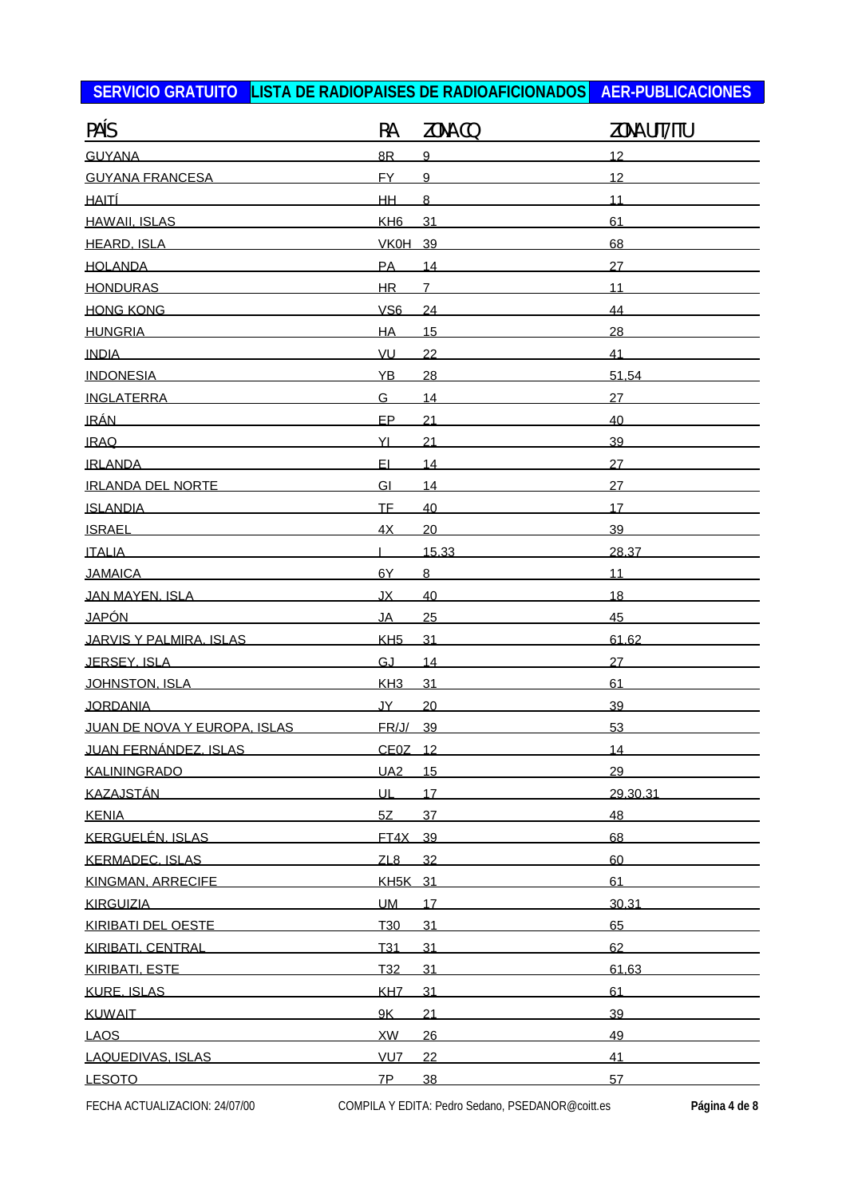**SERVICIO GRATUITO** **LISTA DE RADIOPAISES DE RADIOAFICIONADOS** **AER-PUBLICACIONES**

| PAÍS | RA | ZONA CQ | ZONA UIT/ITU |
|---|---|---|---|
| GUYANA | 8R | 9 | 12 |
| GUYANA FRANCESA | FY | 9 | 12 |
| HAITÍ | HH | 8 | 11 |
| HAWAII, ISLAS | KH6 | 31 | 61 |
| HEARD, ISLA | VK0H | 39 | 68 |
| HOLANDA | PA | 14 | 27 |
| HONDURAS | HR | 7 | 11 |
| HONG KONG | VS6 | 24 | 44 |
| HUNGRIA | HA | 15 | 28 |
| INDIA | VU | 22 | 41 |
| INDONESIA | YB | 28 | 51,54 |
| INGLATERRA | G | 14 | 27 |
| IRÁN | EP | 21 | 40 |
| IRAQ | YI | 21 | 39 |
| IRLANDA | EI | 14 | 27 |
| IRLANDA DEL NORTE | GI | 14 | 27 |
| ISLANDIA | TF | 40 | 17 |
| ISRAEL | 4X | 20 | 39 |
| ITALIA | I | 15,33 | 28,37 |
| JAMAICA | 6Y | 8 | 11 |
| JAN MAYEN, ISLA | JX | 40 | 18 |
| JAPÓN | JA | 25 | 45 |
| JARVIS Y PALMIRA, ISLAS | KH5 | 31 | 61,62 |
| JERSEY, ISLA | GJ | 14 | 27 |
| JOHNSTON, ISLA | KH3 | 31 | 61 |
| JORDANIA | JY | 20 | 39 |
| JUAN DE NOVA Y EUROPA, ISLAS | FR/J/ | 39 | 53 |
| JUAN FERNÁNDEZ, ISLAS | CE0Z | 12 | 14 |
| KALININGRADO | UA2 | 15 | 29 |
| KAZAJSTÁN | UL | 17 | 29,30,31 |
| KENIA | 5Z | 37 | 48 |
| KERGUELÉN, ISLAS | FT4X | 39 | 68 |
| KERMADEC, ISLAS | ZL8 | 32 | 60 |
| KINGMAN, ARRECIFE | KH5K | 31 | 61 |
| KIRGUIZIA | UM | 17 | 30,31 |
| KIRIBATI DEL OESTE | T30 | 31 | 65 |
| KIRIBATI, CENTRAL | T31 | 31 | 62 |
| KIRIBATI, ESTE | T32 | 31 | 61,63 |
| KURE, ISLAS | KH7 | 31 | 61 |
| KUWAIT | 9K | 21 | 39 |
| LAOS | XW | 26 | 49 |
| LAQUEDIVAS, ISLAS | VU7 | 22 | 41 |
| LESOTO | 7P | 38 | 57 |

FECHA ACTUALIZACION: 24/07/00 — COMPILA Y EDITA: Pedro Sedano, PSEDANOR@coitt.es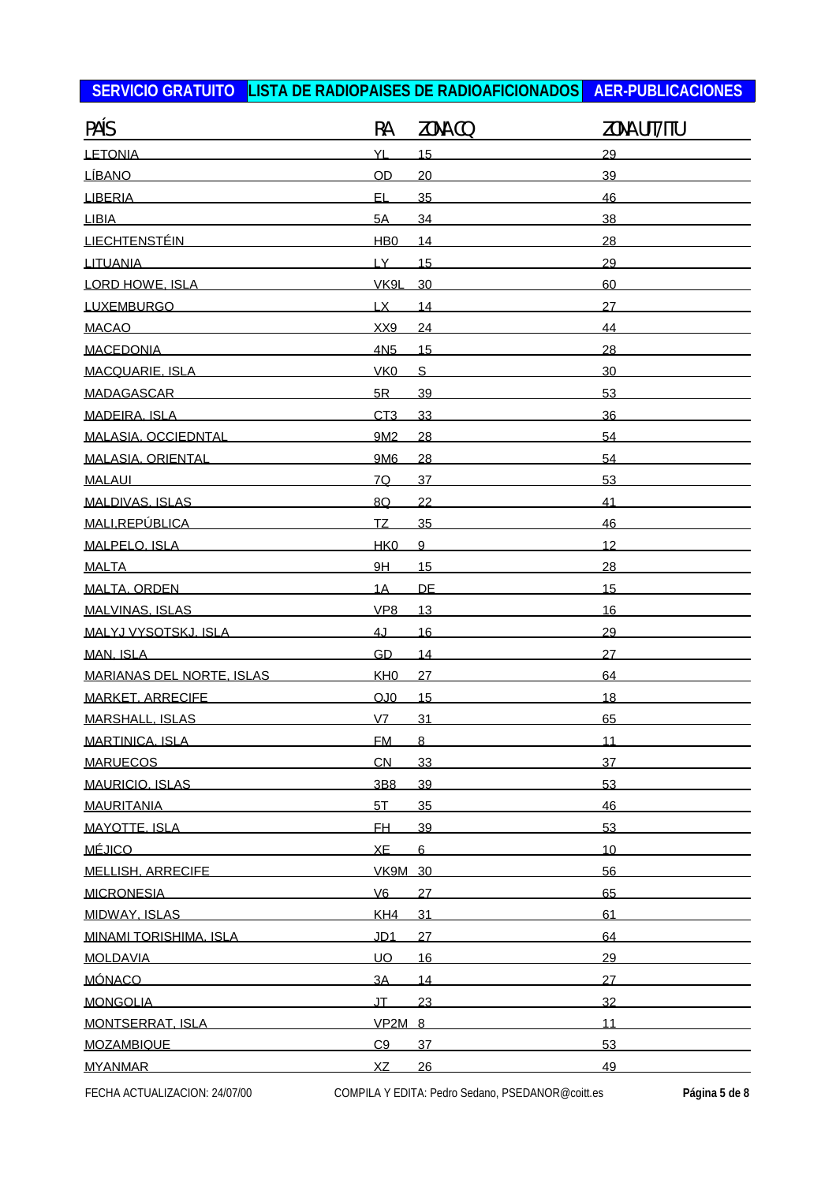**SERVICIO GRATUITO** **LISTA DE RADIOPAISES DE RADIOAFICIONADOS** **AER-PUBLICACIONES**

| PAÍS | RA | ZONA CQ | ZONA UIT/ITU |
|---|---|---|---|
| LETONIA | YL | 15 | 29 |
| LÍBANO | OD | 20 | 39 |
| LIBERIA | EL | 35 | 46 |
| LIBIA | 5A | 34 | 38 |
| LIECHTENSTÉIN | HB0 | 14 | 28 |
| LITUANIA | LY | 15 | 29 |
| LORD HOWE, ISLA | VK9L | 30 | 60 |
| LUXEMBURGO | LX | 14 | 27 |
| MACAO | XX9 | 24 | 44 |
| MACEDONIA | 4N5 | 15 | 28 |
| MACQUARIE, ISLA | VK0 | S | 30 |
| MADAGASCAR | 5R | 39 | 53 |
| MADEIRA, ISLA | CT3 | 33 | 36 |
| MALASIA, OCCIEDNTAL | 9M2 | 28 | 54 |
| MALASIA, ORIENTAL | 9M6 | 28 | 54 |
| MALAUI | 7Q | 37 | 53 |
| MALDIVAS, ISLAS | 8Q | 22 | 41 |
| MALI,REPÚBLICA | TZ | 35 | 46 |
| MALPELO, ISLA | HK0 | 9 | 12 |
| MALTA | 9H | 15 | 28 |
| MALTA, ORDEN | 1A | DE | 15 |
| MALVINAS, ISLAS | VP8 | 13 | 16 |
| MALYJ VYSOTSKJ, ISLA | 4J | 16 | 29 |
| MAN, ISLA | GD | 14 | 27 |
| MARIANAS DEL NORTE, ISLAS | KH0 | 27 | 64 |
| MARKET, ARRECIFE | OJ0 | 15 | 18 |
| MARSHALL, ISLAS | V7 | 31 | 65 |
| MARTINICA, ISLA | FM | 8 | 11 |
| MARUECOS | CN | 33 | 37 |
| MAURICIO, ISLAS | 3B8 | 39 | 53 |
| MAURITANIA | 5T | 35 | 46 |
| MAYOTTE, ISLA | FH | 39 | 53 |
| MÉJICO | XE | 6 | 10 |
| MELLISH, ARRECIFE | VK9M | 30 | 56 |
| MICRONESIA | V6 | 27 | 65 |
| MIDWAY, ISLAS | KH4 | 31 | 61 |
| MINAMI TORISHIMA, ISLA | JD1 | 27 | 64 |
| MOLDAVIA | UO | 16 | 29 |
| MÓNACO | 3A | 14 | 27 |
| MONGOLIA | JT | 23 | 32 |
| MONTSERRAT, ISLA | VP2M | 8 | 11 |
| MOZAMBIQUE | C9 | 37 | 53 |
| MYANMAR | XZ | 26 | 49 |

FECHA ACTUALIZACION: 24/07/00 COMPILA Y EDITA: Pedro Sedano, PSEDANOR@coitt.es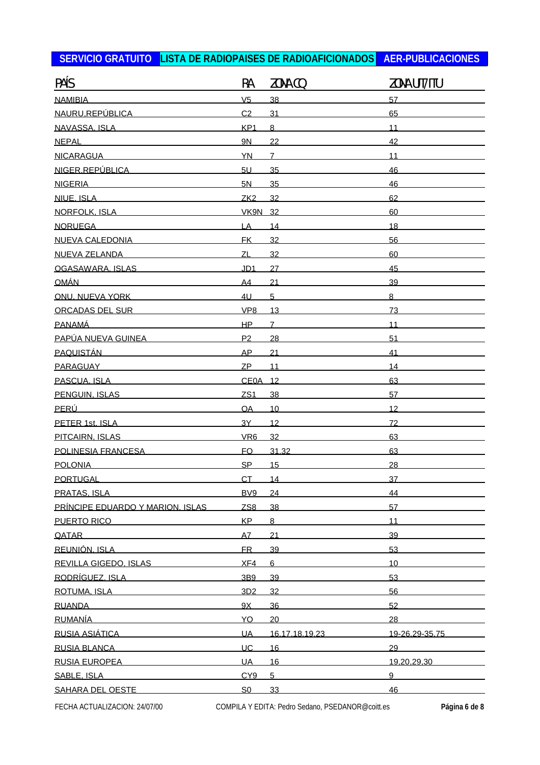**SERVICIO GRATUITO** **LISTA DE RADIOPAISES DE RADIOAFICIONADOS** **AER-PUBLICACIONES**

| PAÍS | RA | ZONA CQ | ZONA UIT/ITU |
|---|---|---|---|
| NAMIBIA | V5 | 38 | 57 |
| NAURU,REPÚBLICA | C2 | 31 | 65 |
| NAVASSA, ISLA | KP1 | 8 | 11 |
| NEPAL | 9N | 22 | 42 |
| NICARAGUA | YN | 7 | 11 |
| NIGER,REPÚBLICA | 5U | 35 | 46 |
| NIGERIA | 5N | 35 | 46 |
| NIUE, ISLA | ZK2 | 32 | 62 |
| NORFOLK, ISLA | VK9N | 32 | 60 |
| NORUEGA | LA | 14 | 18 |
| NUEVA CALEDONIA | FK | 32 | 56 |
| NUEVA ZELANDA | ZL | 32 | 60 |
| OGASAWARA, ISLAS | JD1 | 27 | 45 |
| OMÁN | A4 | 21 | 39 |
| ONU, NUEVA YORK | 4U | 5 | 8 |
| ORCADAS DEL SUR | VP8 | 13 | 73 |
| PANAMÁ | HP | 7 | 11 |
| PAPÚA NUEVA GUINEA | P2 | 28 | 51 |
| PAQUISTÁN | AP | 21 | 41 |
| PARAGUAY | ZP | 11 | 14 |
| PASCUA, ISLA | CE0A | 12 | 63 |
| PENGUIN, ISLAS | ZS1 | 38 | 57 |
| PERÚ | OA | 10 | 12 |
| PETER 1st, ISLA | 3Y | 12 | 72 |
| PITCAIRN, ISLAS | VR6 | 32 | 63 |
| POLINESIA FRANCESA | FO | 31,32 | 63 |
| POLONIA | SP | 15 | 28 |
| PORTUGAL | CT | 14 | 37 |
| PRATAS, ISLA | BV9 | 24 | 44 |
| PRÍNCIPE EDUARDO Y MARION, ISLAS | ZS8 | 38 | 57 |
| PUERTO RICO | KP | 8 | 11 |
| QATAR | A7 | 21 | 39 |
| REUNIÓN, ISLA | FR | 39 | 53 |
| REVILLA GIGEDO, ISLAS | XF4 | 6 | 10 |
| RODRÍGUEZ, ISLA | 3B9 | 39 | 53 |
| ROTUMA, ISLA | 3D2 | 32 | 56 |
| RUANDA | 9X | 36 | 52 |
| RUMANÍA | YO | 20 | 28 |
| RUSIA ASIÁTICA | UA | 16,17,18,19,23 | 19-26,29-35,75 |
| RUSIA BLANCA | UC | 16 | 29 |
| RUSIA EUROPEA | UA | 16 | 19,20,29,30 |
| SABLE, ISLA | CY9 | 5 | 9 |
| SAHARA DEL OESTE | S0 | 33 | 46 |

FECHA ACTUALIZACION: 24/07/00 — COMPILA Y EDITA: Pedro Sedano, PSEDANOR@coitt.es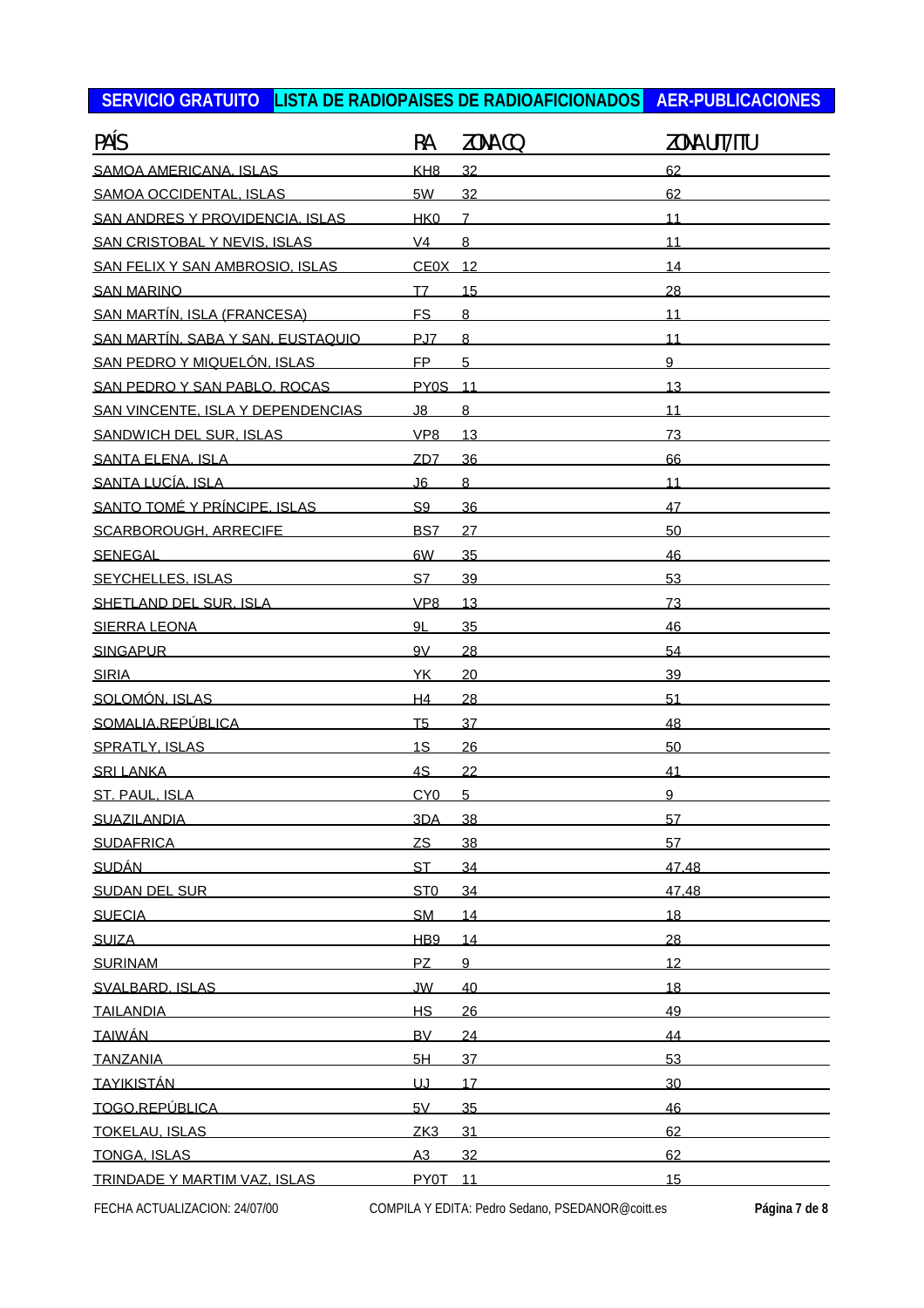**SERVICIO GRATUITO** **LISTA DE RADIOPAISES DE RADIOAFICIONADOS** **AER-PUBLICACIONES**

| PAÍS | RA | ZONA CQ | ZONA UIT/ITU |
|---|---|---|---|
| SAMOA AMERICANA, ISLAS | KH8 | 32 | 62 |
| SAMOA OCCIDENTAL, ISLAS | 5W | 32 | 62 |
| SAN ANDRES Y PROVIDENCIA, ISLAS | HK0 | 7 | 11 |
| SAN CRISTOBAL Y NEVIS, ISLAS | V4 | 8 | 11 |
| SAN FELIX Y SAN AMBROSIO, ISLAS | CE0X | 12 | 14 |
| SAN MARINO | T7 | 15 | 28 |
| SAN MARTÍN, ISLA (FRANCESA) | FS | 8 | 11 |
| SAN MARTÍN, SABA Y SAN, EUSTAQUIO | PJ7 | 8 | 11 |
| SAN PEDRO Y MIQUELÓN, ISLAS | FP | 5 | 9 |
| SAN PEDRO Y SAN PABLO, ROCAS | PY0S | 11 | 13 |
| SAN VINCENTE, ISLA Y DEPENDENCIAS | J8 | 8 | 11 |
| SANDWICH DEL SUR, ISLAS | VP8 | 13 | 73 |
| SANTA ELENA, ISLA | ZD7 | 36 | 66 |
| SANTA LUCÍA, ISLA | J6 | 8 | 11 |
| SANTO TOMÉ Y PRÍNCIPE, ISLAS | S9 | 36 | 47 |
| SCARBOROUGH, ARRECIFE | BS7 | 27 | 50 |
| SENEGAL | 6W | 35 | 46 |
| SEYCHELLES, ISLAS | S7 | 39 | 53 |
| SHETLAND DEL SUR, ISLA | VP8 | 13 | 73 |
| SIERRA LEONA | 9L | 35 | 46 |
| SINGAPUR | 9V | 28 | 54 |
| SIRIA | YK | 20 | 39 |
| SOLOMÓN, ISLAS | H4 | 28 | 51 |
| SOMALIA,REPÚBLICA | T5 | 37 | 48 |
| SPRATLY, ISLAS | 1S | 26 | 50 |
| SRI LANKA | 4S | 22 | 41 |
| ST. PAUL, ISLA | CY0 | 5 | 9 |
| SUAZILANDIA | 3DA | 38 | 57 |
| SUDAFRICA | ZS | 38 | 57 |
| SUDÁN | ST | 34 | 47,48 |
| SUDAN DEL SUR | ST0 | 34 | 47,48 |
| SUECIA | SM | 14 | 18 |
| SUIZA | HB9 | 14 | 28 |
| SURINAM | PZ | 9 | 12 |
| SVALBARD, ISLAS | JW | 40 | 18 |
| TAILANDIA | HS | 26 | 49 |
| TAIWÁN | BV | 24 | 44 |
| TANZANIA | 5H | 37 | 53 |
| TAYIKISTÁN | UJ | 17 | 30 |
| TOGO,REPÚBLICA | 5V | 35 | 46 |
| TOKELAU, ISLAS | ZK3 | 31 | 62 |
| TONGA, ISLAS | A3 | 32 | 62 |
| TRINDADE Y MARTIM VAZ, ISLAS | PY0T | 11 | 15 |

FECHA ACTUALIZACION: 24/07/00 COMPILA Y EDITA: Pedro Sedano, PSEDANOR@coitt.es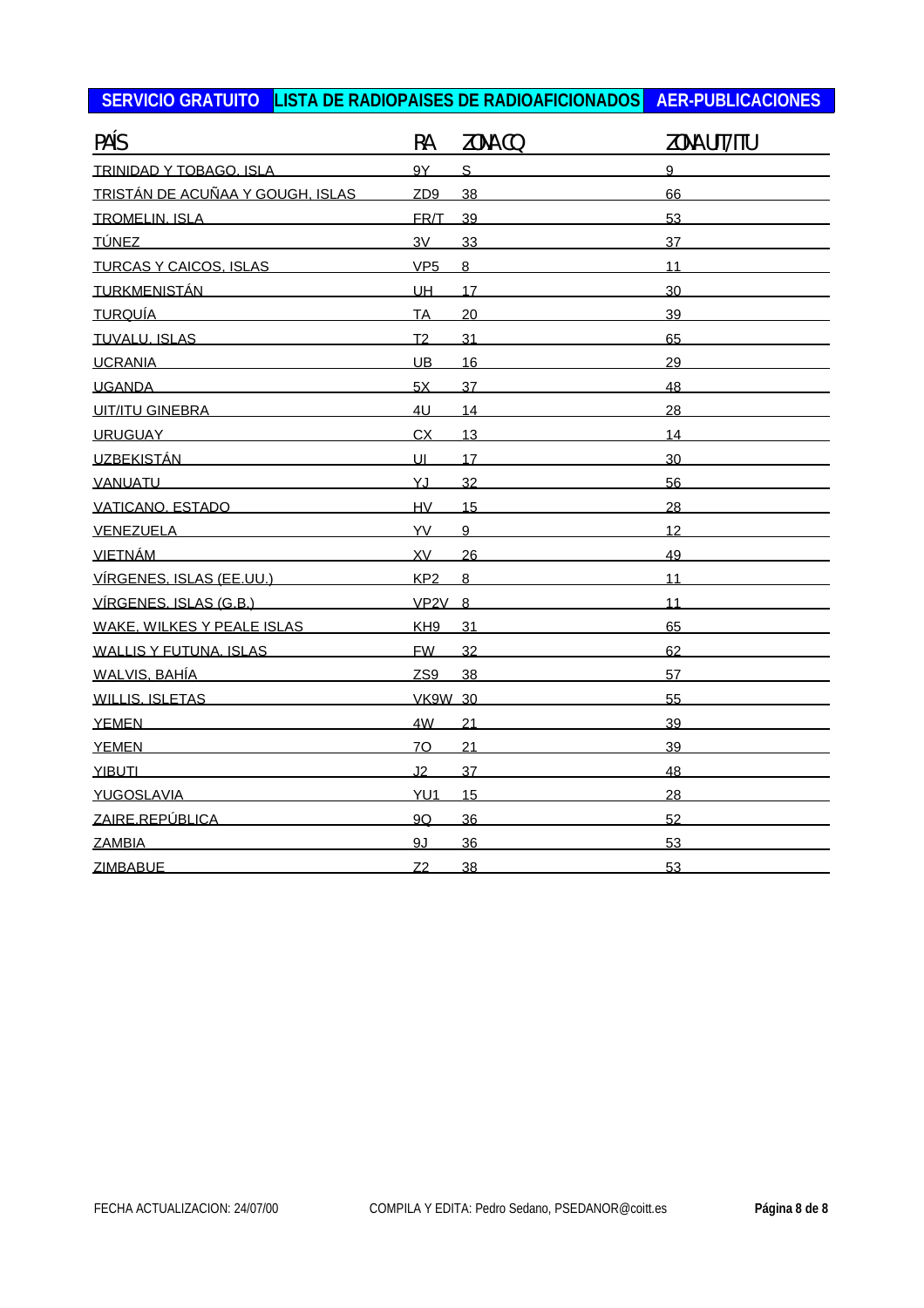SERVICIO GRATUITO | LISTA DE RADIOPAISES DE RADIOAFICIONADOS | AER-PUBLICACIONES

| PAÍS | RA | ZONA CQ | ZONA UIT/ITU |
|---|---|---|---|
| TRINIDAD Y TOBAGO, ISLA | 9Y | S | 9 |
| TRISTÁN DE ACUÑAA Y GOUGH, ISLAS | ZD9 | 38 | 66 |
| TROMELIN, ISLA | FR/T | 39 | 53 |
| TÚNEZ | 3V | 33 | 37 |
| TURCAS Y CAICOS, ISLAS | VP5 | 8 | 11 |
| TURKMENISTÁN | UH | 17 | 30 |
| TURQUÍA | TA | 20 | 39 |
| TUVALU, ISLAS | T2 | 31 | 65 |
| UCRANIA | UB | 16 | 29 |
| UGANDA | 5X | 37 | 48 |
| UIT/ITU GINEBRA | 4U | 14 | 28 |
| URUGUAY | CX | 13 | 14 |
| UZBEKISTÁN | UI | 17 | 30 |
| VANUATU | YJ | 32 | 56 |
| VATICANO, ESTADO | HV | 15 | 28 |
| VENEZUELA | YV | 9 | 12 |
| VIETNÁM | XV | 26 | 49 |
| VÍRGENES, ISLAS (EE.UU.) | KP2 | 8 | 11 |
| VÍRGENES, ISLAS (G.B.) | VP2V | 8 | 11 |
| WAKE, WILKES Y PEALE ISLAS | KH9 | 31 | 65 |
| WALLIS Y FUTUNA, ISLAS | FW | 32 | 62 |
| WALVIS, BAHÍA | ZS9 | 38 | 57 |
| WILLIS, ISLETAS | VK9W | 30 | 55 |
| YEMEN | 4W | 21 | 39 |
| YEMEN | 7O | 21 | 39 |
| YIBUTI | J2 | 37 | 48 |
| YUGOSLAVIA | YU1 | 15 | 28 |
| ZAIRE,REPÚBLICA | 9Q | 36 | 52 |
| ZAMBIA | 9J | 36 | 53 |
| ZIMBABUE | Z2 | 38 | 53 |

FECHA ACTUALIZACION: 24/07/00 COMPILA Y EDITA: Pedro Sedano, PSEDANOR@coitt.es